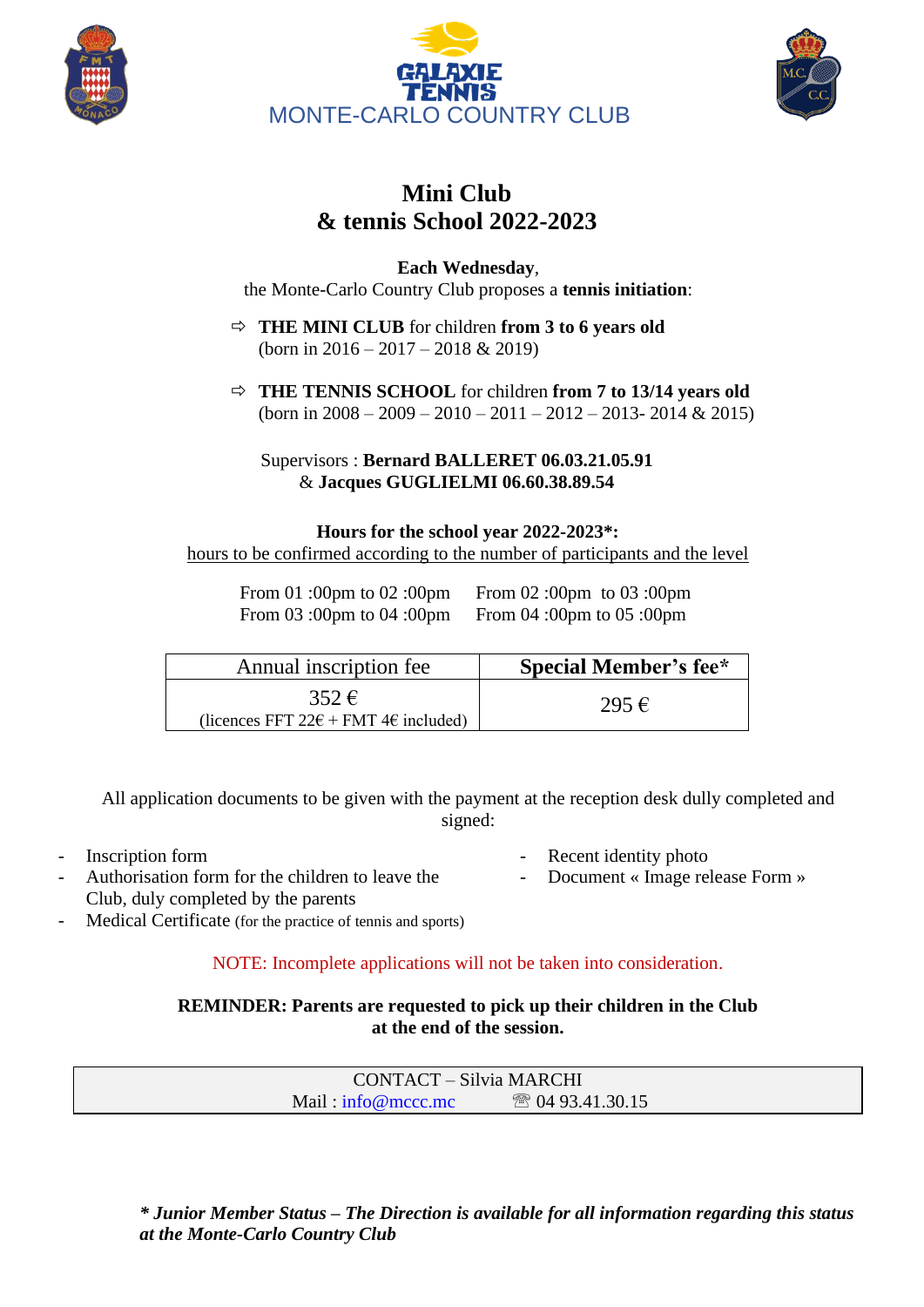MONTE-CARLO COUNTRY CLUB

# Mini Club
# & tennis School 2022-2023

**Each Wednesday**,
the Monte-Carlo Country Club proposes a **tennis initiation**:

- ⇨ **THE MINI CLUB** for children **from 3 to 6 years old** (born in 2016 – 2017 – 2018 & 2019)

- ⇨ **THE TENNIS SCHOOL** for children **from 7 to 13/14 years old** (born in 2008 – 2009 – 2010 – 2011 – 2012 – 2013- 2014 & 2015)

Supervisors : **Bernard BALLERET 06.03.21.05.91**
& **Jacques GUGLIELMI 06.60.38.89.54**

**Hours for the school year 2022-2023\*:**
hours to be confirmed according to the number of participants and the level

From 01 :00pm to 02 :00pm  From 02 :00pm to 03 :00pm
From 03 :00pm to 04 :00pm  From 04 :00pm to 05 :00pm

| Annual inscription fee | **Special Member's fee\*** |
| --- | --- |
| 352 € (licences FFT 22€ + FMT 4€ included) | 295 € |

All application documents to be given with the payment at the reception desk dully completed and signed:

- Inscription form
- Authorisation form for the children to leave the Club, duly completed by the parents
- Medical Certificate (for the practice of tennis and sports)
- Recent identity photo
- Document « Image release Form »

NOTE: Incomplete applications will not be taken into consideration.

**REMINDER: Parents are requested to pick up their children in the Club at the end of the session.**

CONTACT – Silvia MARCHI
Mail : info@mccc.mc ☏ 04 93.41.30.15

***\* Junior Member Status – The Direction is available for all information regarding this status at the Monte-Carlo Country Club***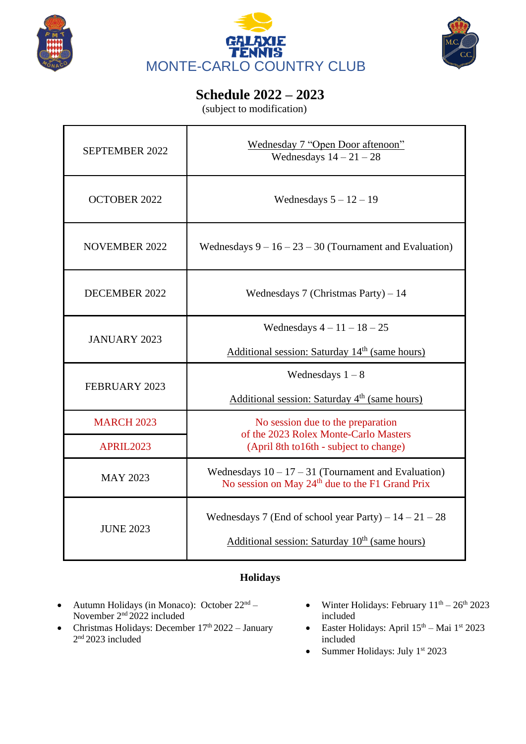GALAXIE TENNIS

MONTE-CARLO COUNTRY CLUB

# Schedule 2022 – 2023

(subject to modification)

| | |
|---|---|
| SEPTEMBER 2022 | Wednesday 7 "Open Door afetnoon"<br>Wednesdays 14 – 21 – 28 |
| OCTOBER 2022 | Wednesdays 5 – 12 – 19 |
| NOVEMBER 2022 | Wednesdays 9 – 16 – 23 – 30 (Tournament and Evaluation) |
| DECEMBER 2022 | Wednesdays 7 (Christmas Party) – 14 |
| JANUARY 2023 | Wednesdays 4 – 11 – 18 – 25<br>Additional session: Saturday 14th (same hours) |
| FEBRUARY 2023 | Wednesdays 1 – 8<br>Additional session: Saturday 4th (same hours) |
| MARCH 2023 | No session due to the preparation of the 2023 Rolex Monte-Carlo Masters (April 8th to16th - subject to change) |
| APRIL2023 | |
| MAY 2023 | Wednesdays 10 – 17 – 31 (Tournament and Evaluation)<br>No session on May 24th due to the F1 Grand Prix |
| JUNE 2023 | Wednesdays 7 (End of school year Party) – 14 – 21 – 28<br>Additional session: Saturday 10th (same hours) |

## Holidays

- Autumn Holidays (in Monaco): October 22nd – November 2nd 2022 included
- Christmas Holidays: December 17th 2022 – January 2nd 2023 included
- Winter Holidays: February 11th – 26th 2023 included
- Easter Holidays: April 15th – Mai 1st 2023 included
- Summer Holidays: July 1st 2023